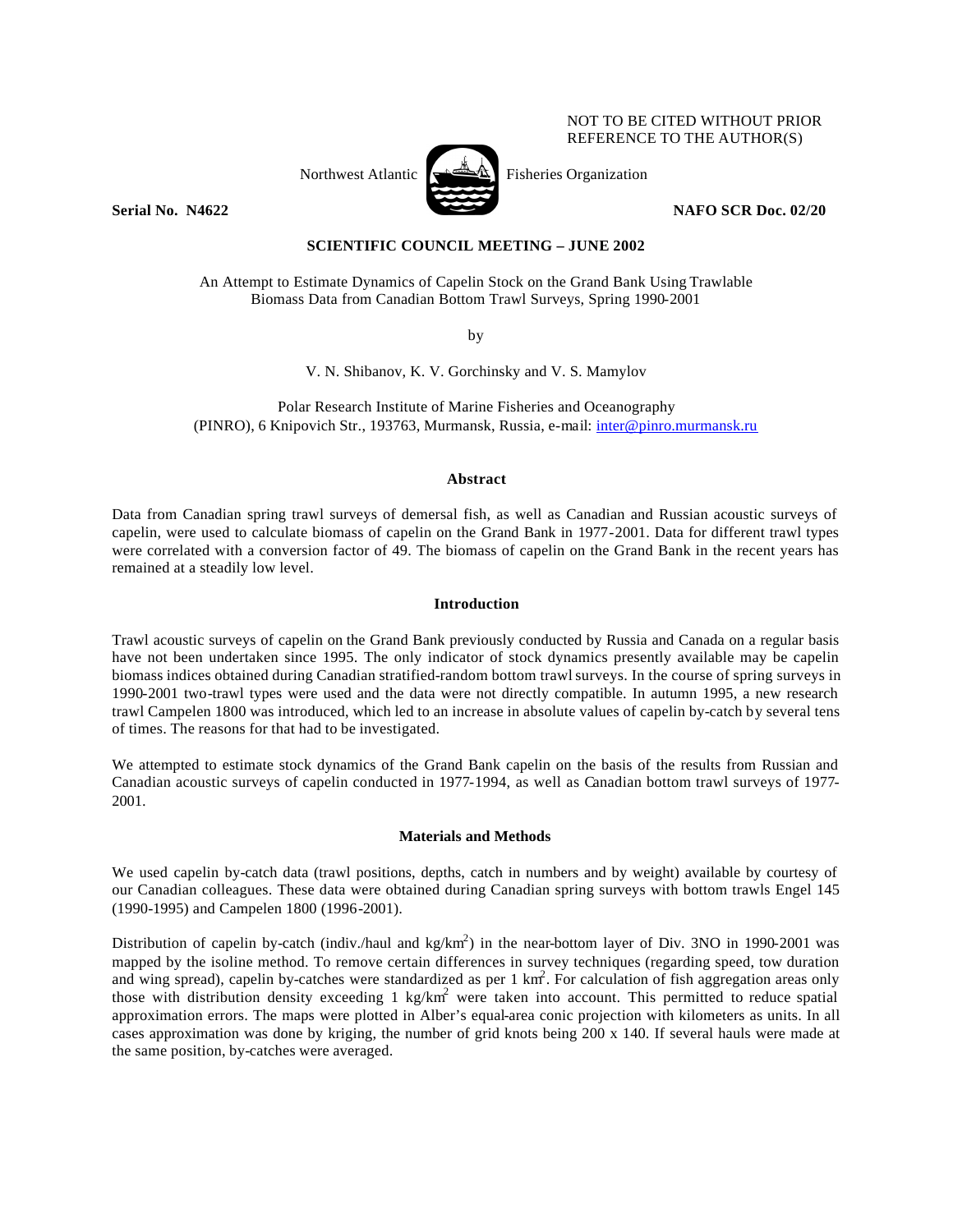NOT TO BE CITED WITHOUT PRIOR REFERENCE TO THE AUTHOR(S)

Northwest Atlantic Fisheries Organization

**Serial No. N4622** **NAFO SCR Doc. 02/20**

**SCIENTIFIC COUNCIL MEETING – JUNE 2002**

An Attempt to Estimate Dynamics of Capelin Stock on the Grand Bank Using Trawlable Biomass Data from Canadian Bottom Trawl Surveys, Spring 1990-2001

by

V. N. Shibanov, K. V. Gorchinsky and V. S. Mamylov

Polar Research Institute of Marine Fisheries and Oceanography (PINRO), 6 Knipovich Str., 193763, Murmansk, Russia, e-mail: inter@pinro.murmansk.ru

## Abstract

Data from Canadian spring trawl surveys of demersal fish, as well as Canadian and Russian acoustic surveys of capelin, were used to calculate biomass of capelin on the Grand Bank in 1977-2001. Data for different trawl types were correlated with a conversion factor of 49. The biomass of capelin on the Grand Bank in the recent years has remained at a steadily low level.

## Introduction

Trawl acoustic surveys of capelin on the Grand Bank previously conducted by Russia and Canada on a regular basis have not been undertaken since 1995. The only indicator of stock dynamics presently available may be capelin biomass indices obtained during Canadian stratified-random bottom trawl surveys. In the course of spring surveys in 1990-2001 two-trawl types were used and the data were not directly compatible. In autumn 1995, a new research trawl Campelen 1800 was introduced, which led to an increase in absolute values of capelin by-catch by several tens of times. The reasons for that had to be investigated.

We attempted to estimate stock dynamics of the Grand Bank capelin on the basis of the results from Russian and Canadian acoustic surveys of capelin conducted in 1977-1994, as well as Canadian bottom trawl surveys of 1977-2001.

## Materials and Methods

We used capelin by-catch data (trawl positions, depths, catch in numbers and by weight) available by courtesy of our Canadian colleagues. These data were obtained during Canadian spring surveys with bottom trawls Engel 145 (1990-1995) and Campelen 1800 (1996-2001).

Distribution of capelin by-catch (indiv./haul and kg/km$^2$) in the near-bottom layer of Div. 3NO in 1990-2001 was mapped by the isoline method. To remove certain differences in survey techniques (regarding speed, tow duration and wing spread), capelin by-catches were standardized as per 1 km$^2$. For calculation of fish aggregation areas only those with distribution density exceeding 1 kg/km$^2$ were taken into account. This permitted to reduce spatial approximation errors. The maps were plotted in Alber's equal-area conic projection with kilometers as units. In all cases approximation was done by kriging, the number of grid knots being 200 x 140. If several hauls were made at the same position, by-catches were averaged.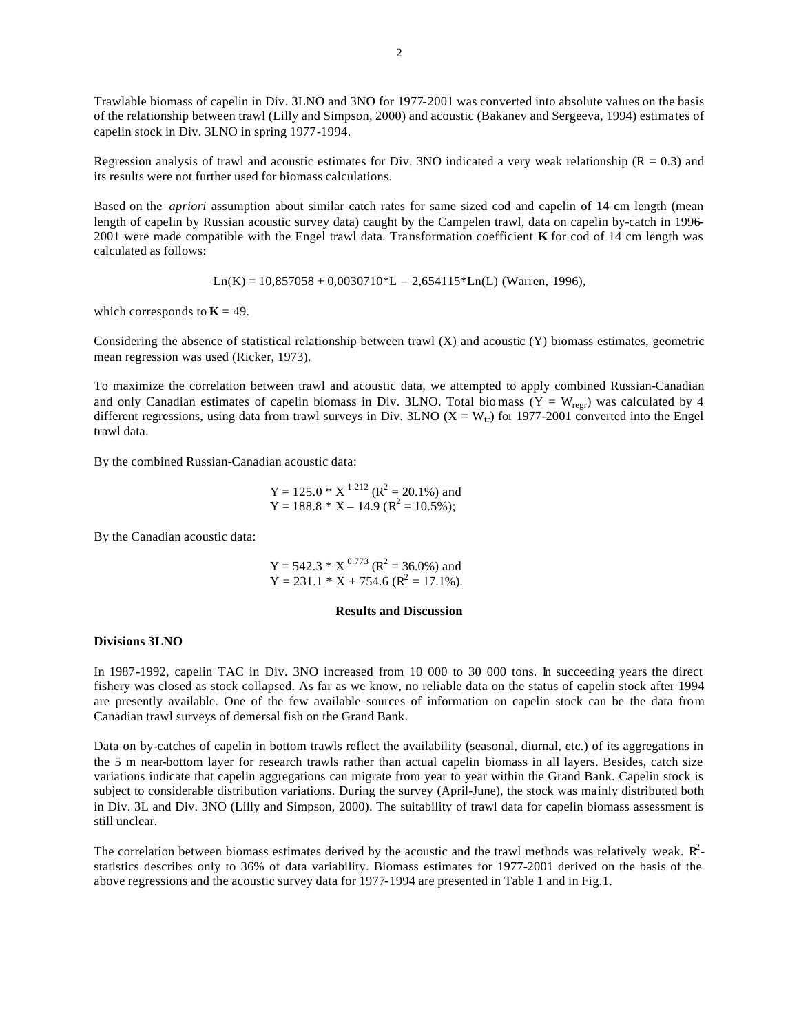Trawlable biomass of capelin in Div. 3LNO and 3NO for 1977-2001 was converted into absolute values on the basis of the relationship between trawl (Lilly and Simpson, 2000) and acoustic (Bakanev and Sergeeva, 1994) estimates of capelin stock in Div. 3LNO in spring 1977-1994.

Regression analysis of trawl and acoustic estimates for Div. 3NO indicated a very weak relationship ($R = 0.3$) and its results were not further used for biomass calculations.

Based on the *apriori* assumption about similar catch rates for same sized cod and capelin of 14 cm length (mean length of capelin by Russian acoustic survey data) caught by the Campelen trawl, data on capelin by-catch in 1996-2001 were made compatible with the Engel trawl data. Transformation coefficient **K** for cod of 14 cm length was calculated as follows:

$$\mathrm{Ln}(K) = 10{,}857058 + 0{,}0030710 \cdot L - 2{,}654115 \cdot \mathrm{Ln}(L) \text{ (Warren, 1996)},$$

which corresponds to $\mathbf{K} = 49$.

Considering the absence of statistical relationship between trawl (X) and acoustic (Y) biomass estimates, geometric mean regression was used (Ricker, 1973).

To maximize the correlation between trawl and acoustic data, we attempted to apply combined Russian-Canadian and only Canadian estimates of capelin biomass in Div. 3LNO. Total biomass ($Y = W_{regr}$) was calculated by 4 different regressions, using data from trawl surveys in Div. 3LNO ($X = W_{tr}$) for 1977-2001 converted into the Engel trawl data.

By the combined Russian-Canadian acoustic data:

$$Y = 125.0 \cdot X^{1.212} \ (R^2 = 20.1\%) \text{ and}$$
$$Y = 188.8 \cdot X - 14.9 \ (R^2 = 10.5\%);$$

By the Canadian acoustic data:

$$Y = 542.3 \cdot X^{0.773} \ (R^2 = 36.0\%) \text{ and}$$
$$Y = 231.1 \cdot X + 754.6 \ (R^2 = 17.1\%).$$

## Results and Discussion

### Divisions 3LNO

In 1987-1992, capelin TAC in Div. 3NO increased from 10 000 to 30 000 tons. In succeeding years the direct fishery was closed as stock collapsed. As far as we know, no reliable data on the status of capelin stock after 1994 are presently available. One of the few available sources of information on capelin stock can be the data from Canadian trawl surveys of demersal fish on the Grand Bank.

Data on by-catches of capelin in bottom trawls reflect the availability (seasonal, diurnal, etc.) of its aggregations in the 5 m near-bottom layer for research trawls rather than actual capelin biomass in all layers. Besides, catch size variations indicate that capelin aggregations can migrate from year to year within the Grand Bank. Capelin stock is subject to considerable distribution variations. During the survey (April-June), the stock was mainly distributed both in Div. 3L and Div. 3NO (Lilly and Simpson, 2000). The suitability of trawl data for capelin biomass assessment is still unclear.

The correlation between biomass estimates derived by the acoustic and the trawl methods was relatively weak. $R^2$-statistics describes only to 36% of data variability. Biomass estimates for 1977-2001 derived on the basis of the above regressions and the acoustic survey data for 1977-1994 are presented in Table 1 and in Fig.1.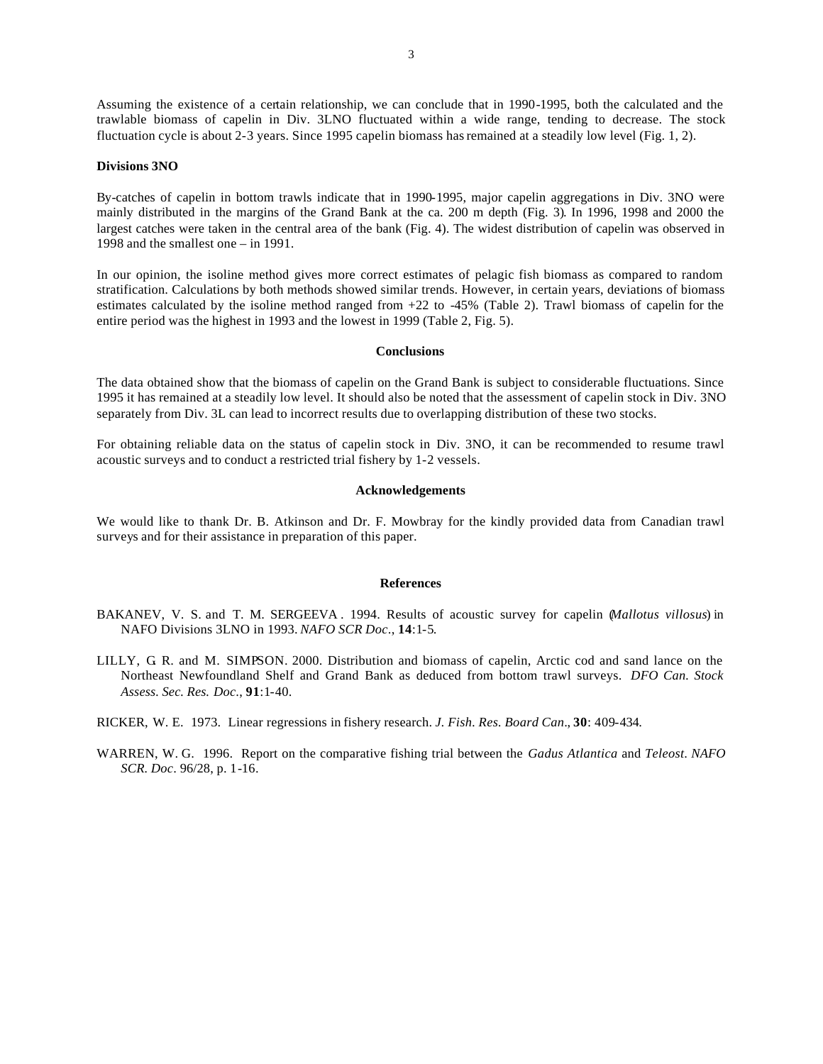Assuming the existence of a certain relationship, we can conclude that in 1990-1995, both the calculated and the trawlable biomass of capelin in Div. 3LNO fluctuated within a wide range, tending to decrease. The stock fluctuation cycle is about 2-3 years. Since 1995 capelin biomass has remained at a steadily low level (Fig. 1, 2).

**Divisions 3NO**

By-catches of capelin in bottom trawls indicate that in 1990-1995, major capelin aggregations in Div. 3NO were mainly distributed in the margins of the Grand Bank at the ca. 200 m depth (Fig. 3). In 1996, 1998 and 2000 the largest catches were taken in the central area of the bank (Fig. 4). The widest distribution of capelin was observed in 1998 and the smallest one – in 1991.

In our opinion, the isoline method gives more correct estimates of pelagic fish biomass as compared to random stratification. Calculations by both methods showed similar trends. However, in certain years, deviations of biomass estimates calculated by the isoline method ranged from +22 to -45% (Table 2). Trawl biomass of capelin for the entire period was the highest in 1993 and the lowest in 1999 (Table 2, Fig. 5).

## Conclusions

The data obtained show that the biomass of capelin on the Grand Bank is subject to considerable fluctuations. Since 1995 it has remained at a steadily low level. It should also be noted that the assessment of capelin stock in Div. 3NO separately from Div. 3L can lead to incorrect results due to overlapping distribution of these two stocks.

For obtaining reliable data on the status of capelin stock in Div. 3NO, it can be recommended to resume trawl acoustic surveys and to conduct a restricted trial fishery by 1-2 vessels.

## Acknowledgements

We would like to thank Dr. B. Atkinson and Dr. F. Mowbray for the kindly provided data from Canadian trawl surveys and for their assistance in preparation of this paper.

## References

BAKANEV, V. S. and T. M. SERGEEVA. 1994. Results of acoustic survey for capelin (*Mallotus villosus*) in NAFO Divisions 3LNO in 1993. *NAFO SCR Doc.*, **14**:1-5.

LILLY, G. R. and M. SIMPSON. 2000. Distribution and biomass of capelin, Arctic cod and sand lance on the Northeast Newfoundland Shelf and Grand Bank as deduced from bottom trawl surveys. *DFO Can. Stock Assess. Sec. Res. Doc.*, **91**:1-40.

RICKER, W. E. 1973. Linear regressions in fishery research. *J. Fish. Res. Board Can.*, **30**: 409-434.

WARREN, W. G. 1996. Report on the comparative fishing trial between the *Gadus Atlantica* and *Teleost*. *NAFO SCR. Doc.* 96/28, p. 1-16.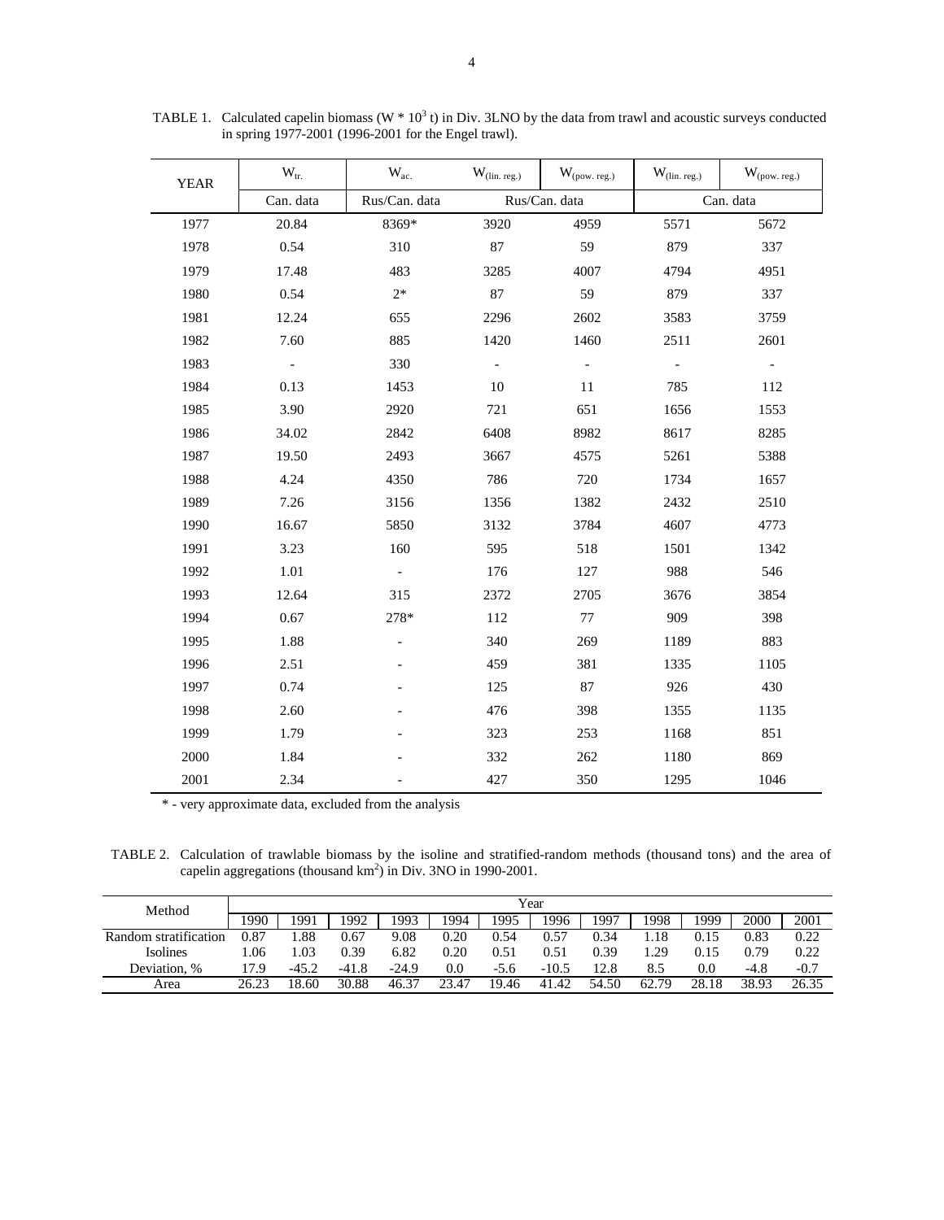TABLE 1. Calculated capelin biomass ($W * 10^3$ t) in Div. 3LNO by the data from trawl and acoustic surveys conducted in spring 1977-2001 (1996-2001 for the Engel trawl).

| YEAR | $W_{tr.}$ | $W_{ac.}$ | $W_{(lin. reg.)}$ | $W_{(pow. reg.)}$ | $W_{(lin. reg.)}$ | $W_{(pow. reg.)}$ |
|---|---|---|---|---|---|---|
| | Can. data | Rus/Can. data | Rus/Can. data | | Can. data | |
| 1977 | 20.84 | 8369* | 3920 | 4959 | 5571 | 5672 |
| 1978 | 0.54 | 310 | 87 | 59 | 879 | 337 |
| 1979 | 17.48 | 483 | 3285 | 4007 | 4794 | 4951 |
| 1980 | 0.54 | 2* | 87 | 59 | 879 | 337 |
| 1981 | 12.24 | 655 | 2296 | 2602 | 3583 | 3759 |
| 1982 | 7.60 | 885 | 1420 | 1460 | 2511 | 2601 |
| 1983 | - | 330 | - | - | - | - |
| 1984 | 0.13 | 1453 | 10 | 11 | 785 | 112 |
| 1985 | 3.90 | 2920 | 721 | 651 | 1656 | 1553 |
| 1986 | 34.02 | 2842 | 6408 | 8982 | 8617 | 8285 |
| 1987 | 19.50 | 2493 | 3667 | 4575 | 5261 | 5388 |
| 1988 | 4.24 | 4350 | 786 | 720 | 1734 | 1657 |
| 1989 | 7.26 | 3156 | 1356 | 1382 | 2432 | 2510 |
| 1990 | 16.67 | 5850 | 3132 | 3784 | 4607 | 4773 |
| 1991 | 3.23 | 160 | 595 | 518 | 1501 | 1342 |
| 1992 | 1.01 | - | 176 | 127 | 988 | 546 |
| 1993 | 12.64 | 315 | 2372 | 2705 | 3676 | 3854 |
| 1994 | 0.67 | 278* | 112 | 77 | 909 | 398 |
| 1995 | 1.88 | - | 340 | 269 | 1189 | 883 |
| 1996 | 2.51 | - | 459 | 381 | 1335 | 1105 |
| 1997 | 0.74 | - | 125 | 87 | 926 | 430 |
| 1998 | 2.60 | - | 476 | 398 | 1355 | 1135 |
| 1999 | 1.79 | - | 323 | 253 | 1168 | 851 |
| 2000 | 1.84 | - | 332 | 262 | 1180 | 869 |
| 2001 | 2.34 | - | 427 | 350 | 1295 | 1046 |

\* - very approximate data, excluded from the analysis

TABLE 2. Calculation of trawlable biomass by the isoline and stratified-random methods (thousand tons) and the area of capelin aggregations (thousand km$^2$) in Div. 3NO in 1990-2001.

| Method | Year | | | | | | | | | | | |
|---|---|---|---|---|---|---|---|---|---|---|---|---|
| | 1990 | 1991 | 1992 | 1993 | 1994 | 1995 | 1996 | 1997 | 1998 | 1999 | 2000 | 2001 |
| Random stratification | 0.87 | 1.88 | 0.67 | 9.08 | 0.20 | 0.54 | 0.57 | 0.34 | 1.18 | 0.15 | 0.83 | 0.22 |
| Isolines | 1.06 | 1.03 | 0.39 | 6.82 | 0.20 | 0.51 | 0.51 | 0.39 | 1.29 | 0.15 | 0.79 | 0.22 |
| Deviation, % | 17.9 | -45.2 | -41.8 | -24.9 | 0.0 | -5.6 | -10.5 | 12.8 | 8.5 | 0.0 | -4.8 | -0.7 |
| Area | 26.23 | 18.60 | 30.88 | 46.37 | 23.47 | 19.46 | 41.42 | 54.50 | 62.79 | 28.18 | 38.93 | 26.35 |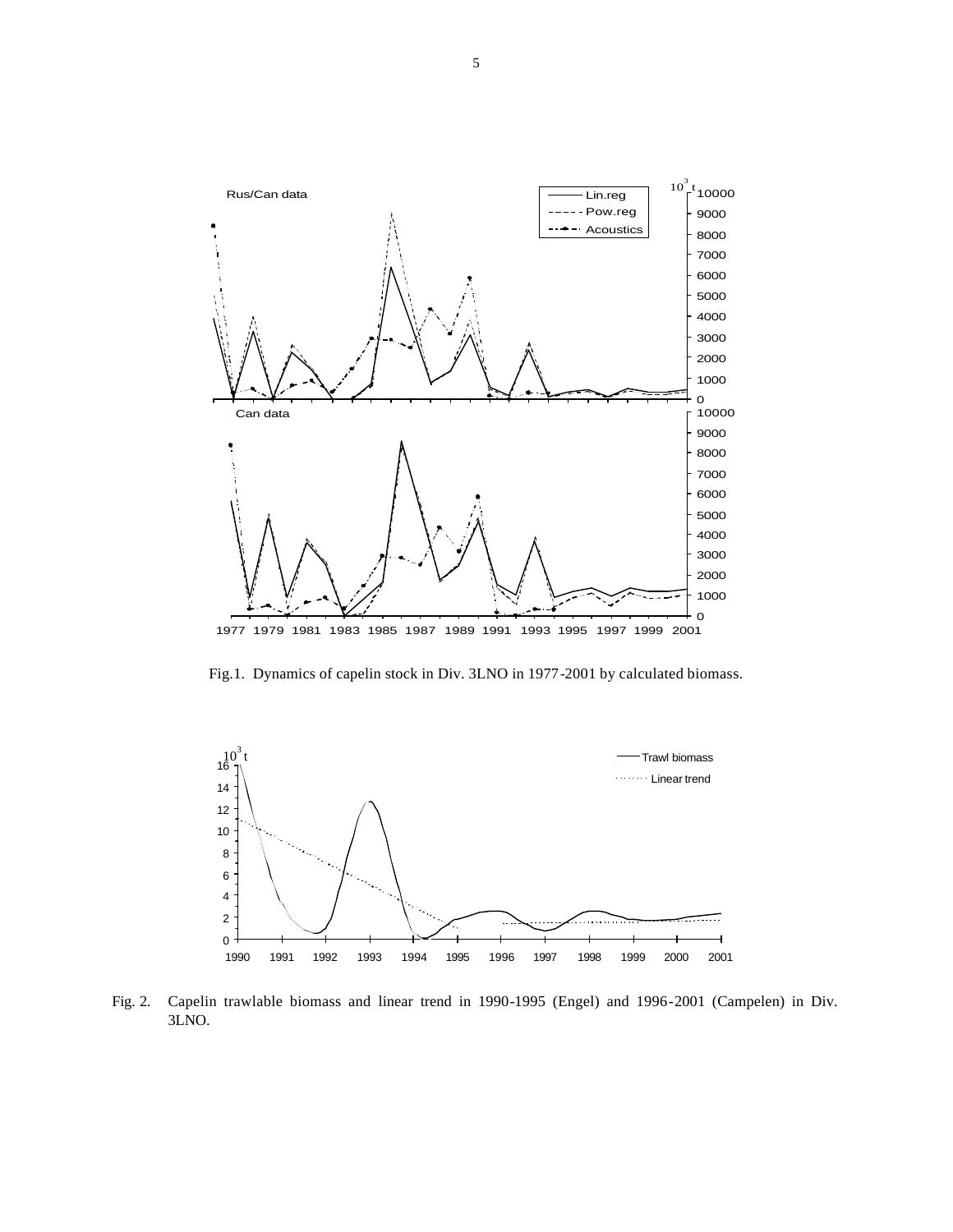Fig.1. Dynamics of capelin stock in Div. 3LNO in 1977-2001 by calculated biomass.

Fig. 2. Capelin trawlable biomass and linear trend in 1990-1995 (Engel) and 1996-2001 (Campelen) in Div. 3LNO.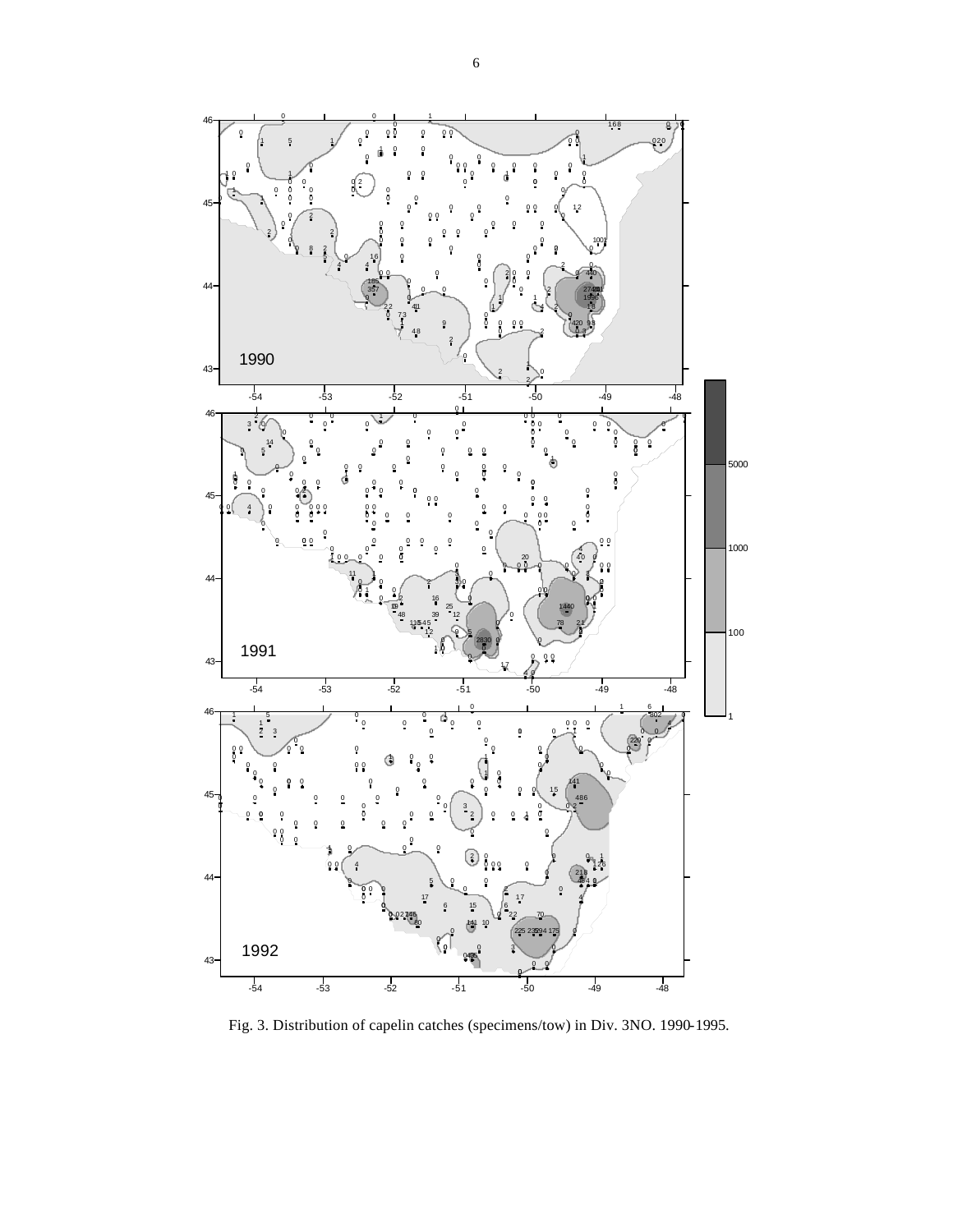Fig. 3. Distribution of capelin catches (specimens/tow) in Div. 3NO. 1990-1995.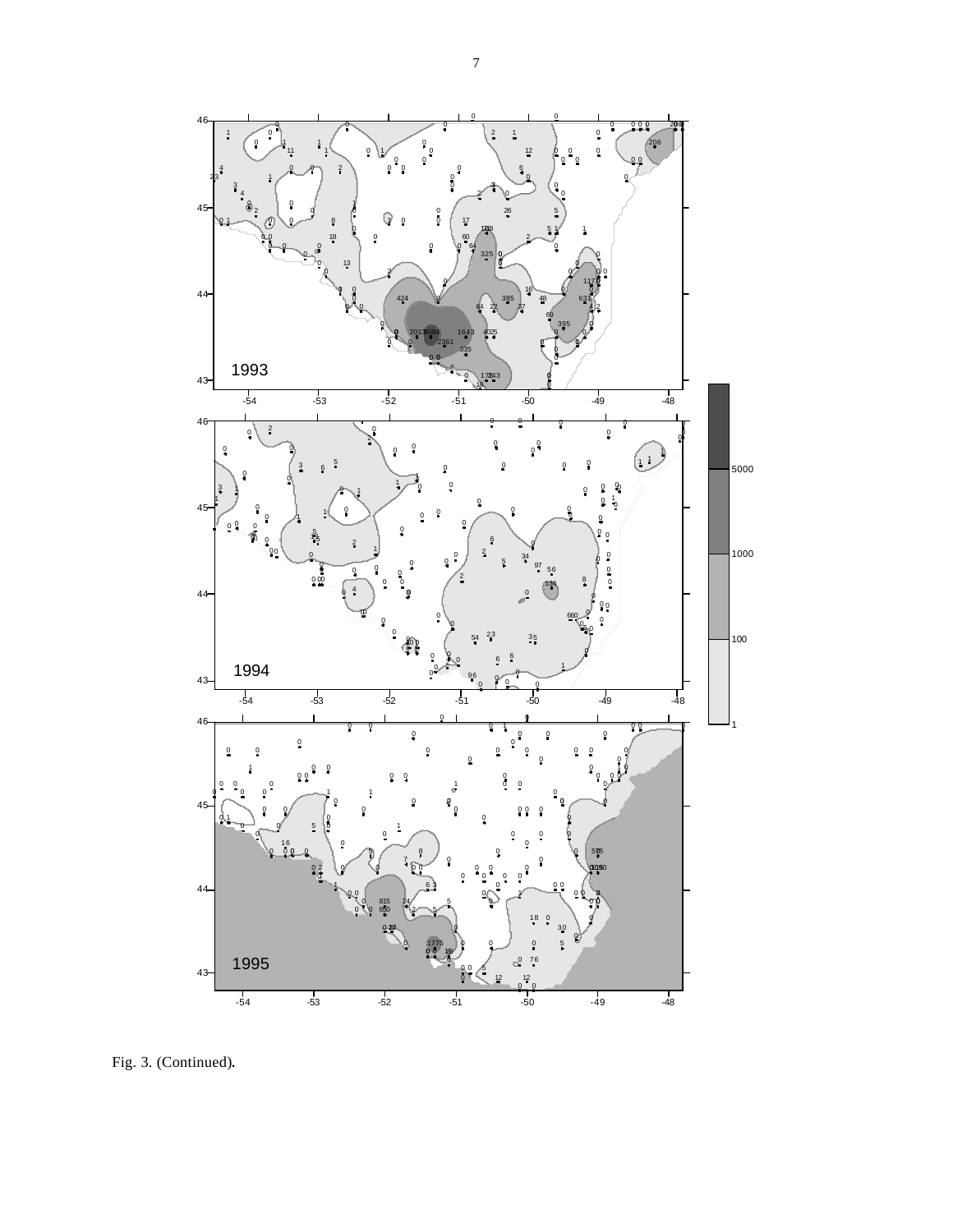Fig. 3. (Continued).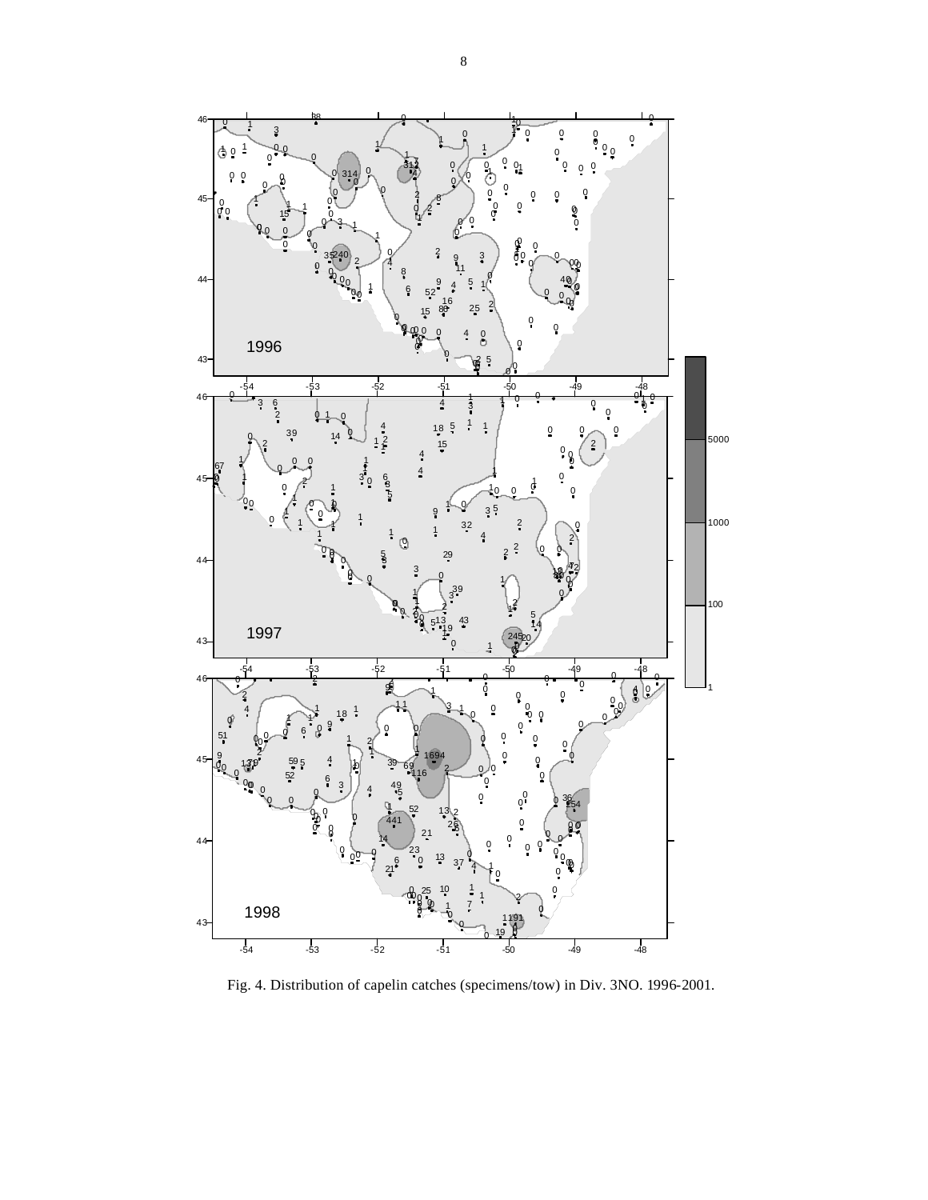Fig. 4. Distribution of capelin catches (specimens/tow) in Div. 3NO. 1996-2001.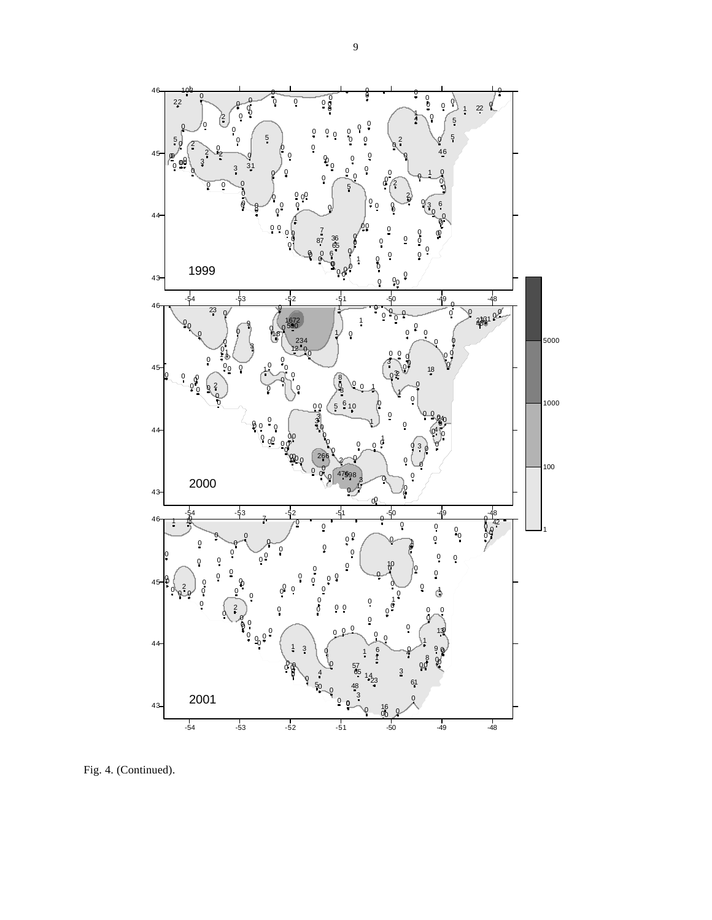Fig. 4. (Continued).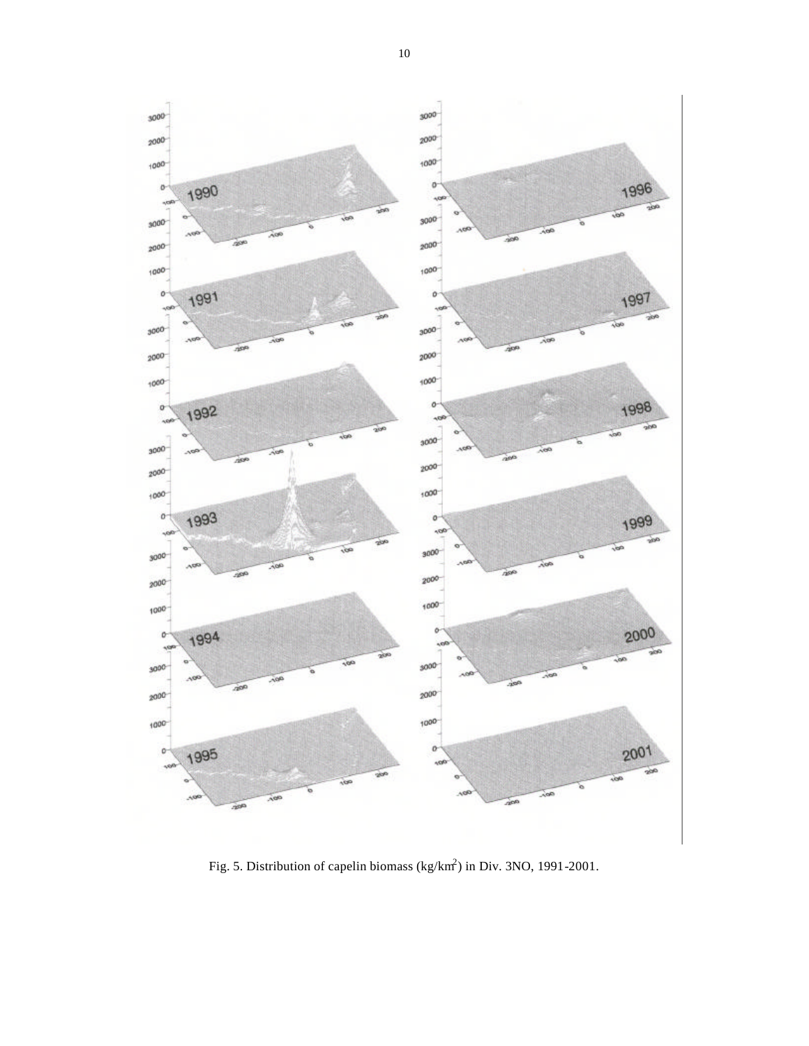1990

1991

1992

1993

1994

1995

1996

1997

1998

1999

2000

2001

3000

2000

1000

0

100

0

-100

-200

200

Fig. 5. Distribution of capelin biomass (kg/km$^2$) in Div. 3NO, 1991-2001.